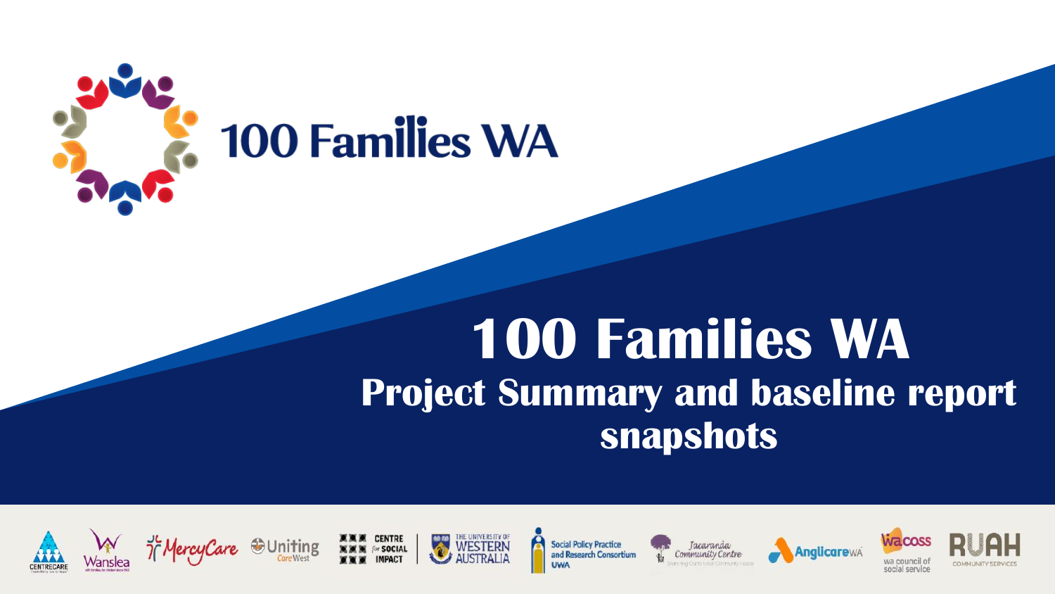100 Families WA

# 100 Families WA

## Project Summary and baseline report snapshots

CENTRECARE | Wanslea | MercyCare | Uniting Care West | Centre for Social Impact | The University of Western Australia | Social Policy Practice and Research Consortium UWA | Jacaranda Community Centre | Anglicare WA | WACOSS wa council of social service | RUAH Community Services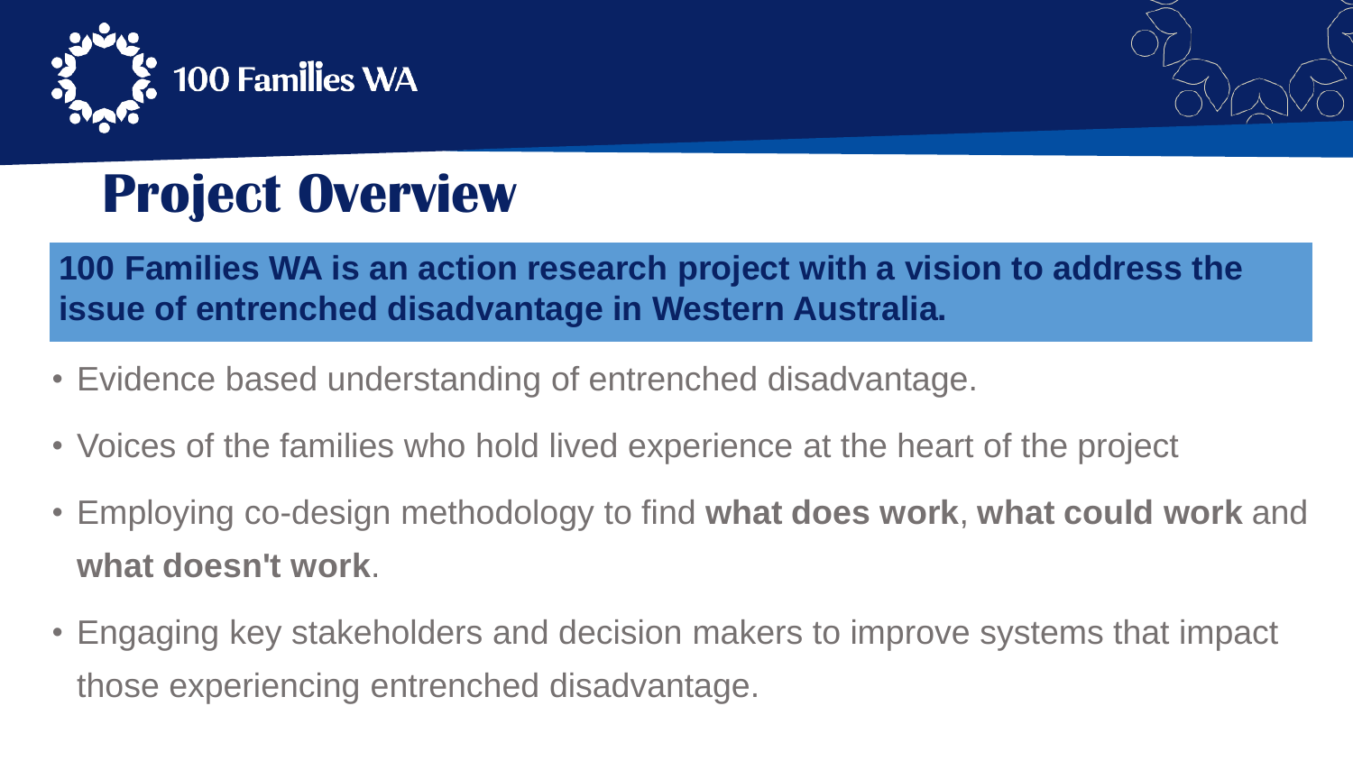100 Families WA

# Project Overview

**100 Families WA is an action research project with a vision to address the issue of entrenched disadvantage in Western Australia.**

- Evidence based understanding of entrenched disadvantage.
- Voices of the families who hold lived experience at the heart of the project
- Employing co-design methodology to find **what does work**, **what could work** and **what doesn't work**.
- Engaging key stakeholders and decision makers to improve systems that impact those experiencing entrenched disadvantage.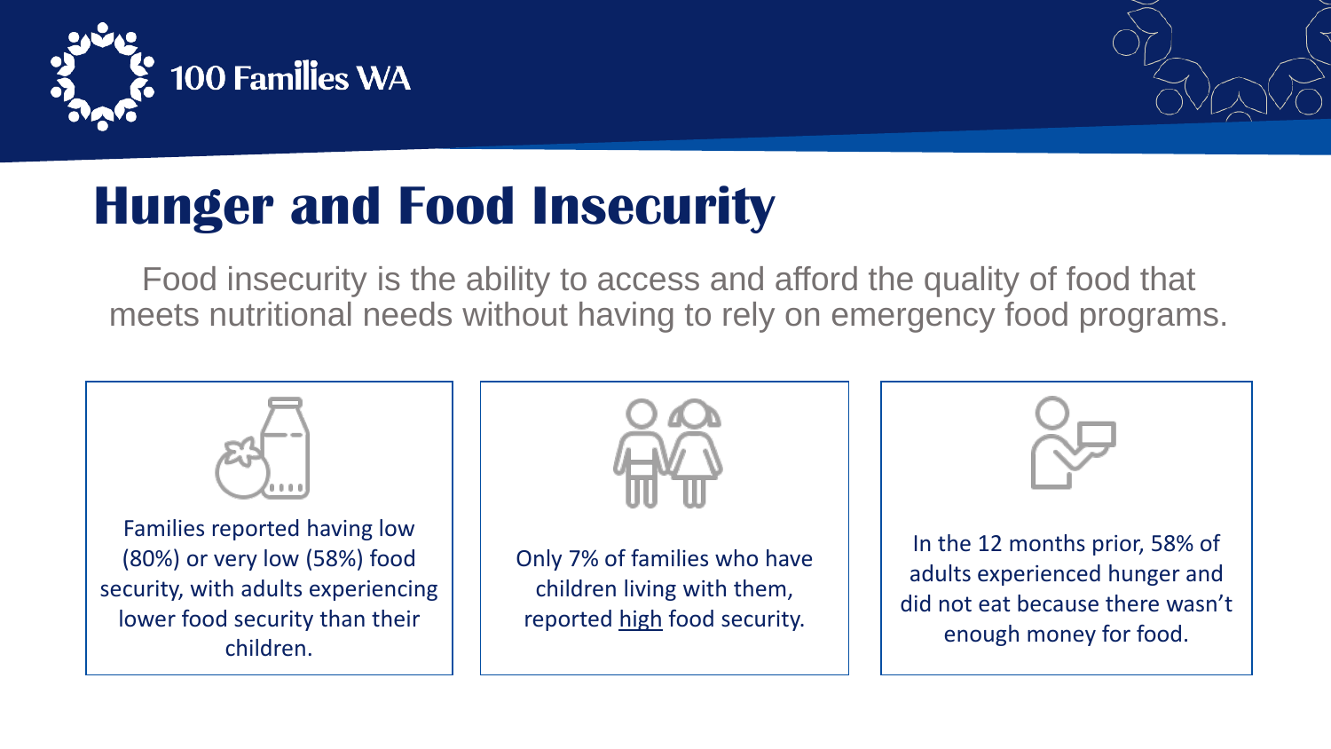# Hunger and Food Insecurity

Food insecurity is the ability to access and afford the quality of food that meets nutritional needs without having to rely on emergency food programs.

Families reported having low (80%) or very low (58%) food security, with adults experiencing lower food security than their children.

Only 7% of families who have children living with them, reported high food security.

In the 12 months prior, 58% of adults experienced hunger and did not eat because there wasn't enough money for food.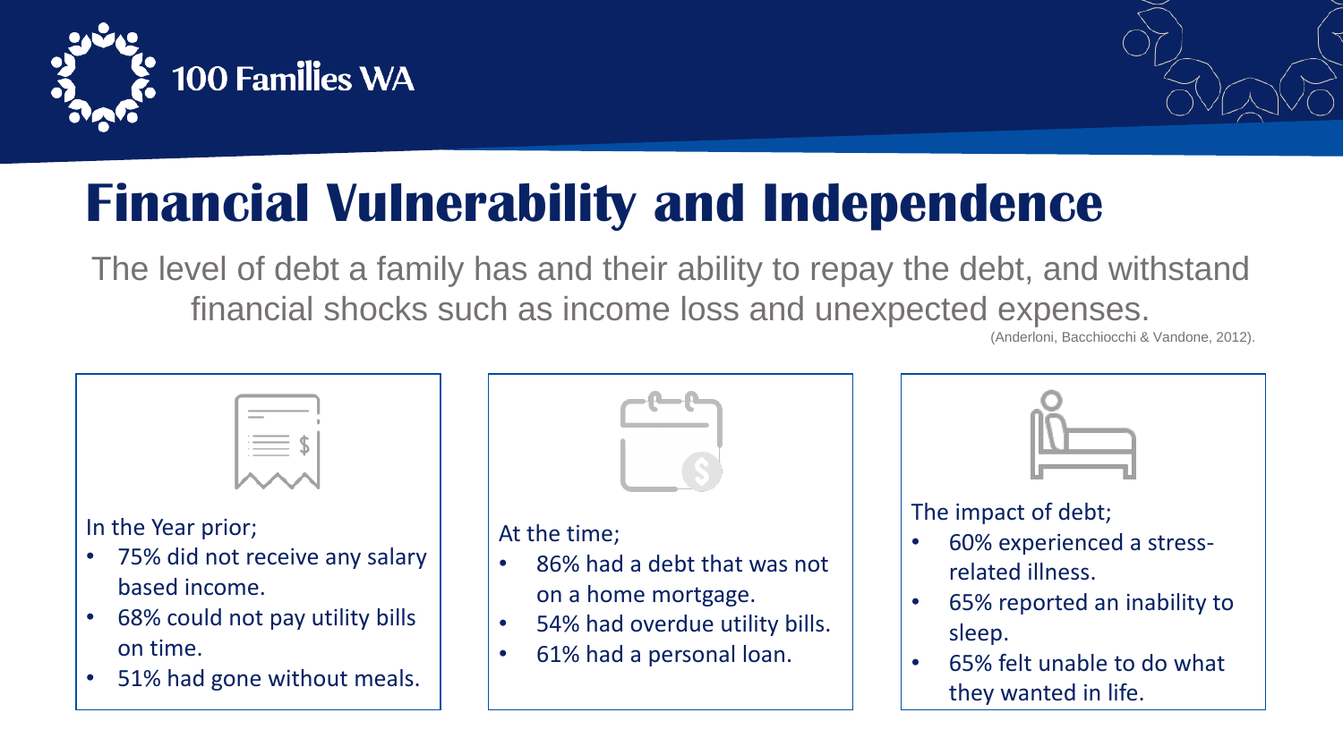100 Families WA

# Financial Vulnerability and Independence

The level of debt a family has and their ability to repay the debt, and withstand financial shocks such as income loss and unexpected expenses.

(Anderloni, Bacchiocchi & Vandone, 2012).

In the Year prior;

- 75% did not receive any salary based income.
- 68% could not pay utility bills on time.
- 51% had gone without meals.

At the time;

- 86% had a debt that was not on a home mortgage.
- 54% had overdue utility bills.
- 61% had a personal loan.

The impact of debt;

- 60% experienced a stress-related illness.
- 65% reported an inability to sleep.
- 65% felt unable to do what they wanted in life.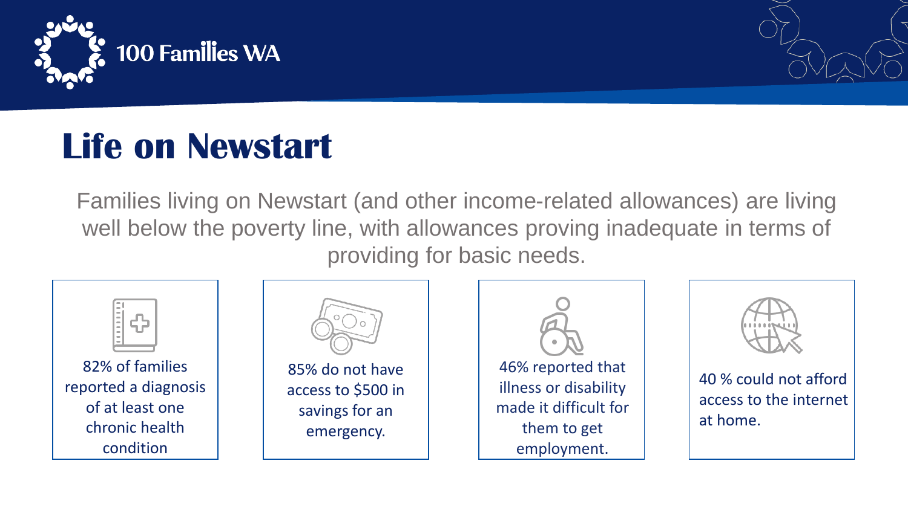100 Families WA

# Life on Newstart

Families living on Newstart (and other income-related allowances) are living well below the poverty line, with allowances proving inadequate in terms of providing for basic needs.

82% of families reported a diagnosis of at least one chronic health condition

85% do not have access to $500 in savings for an emergency.

46% reported that illness or disability made it difficult for them to get employment.

40 % could not afford access to the internet at home.